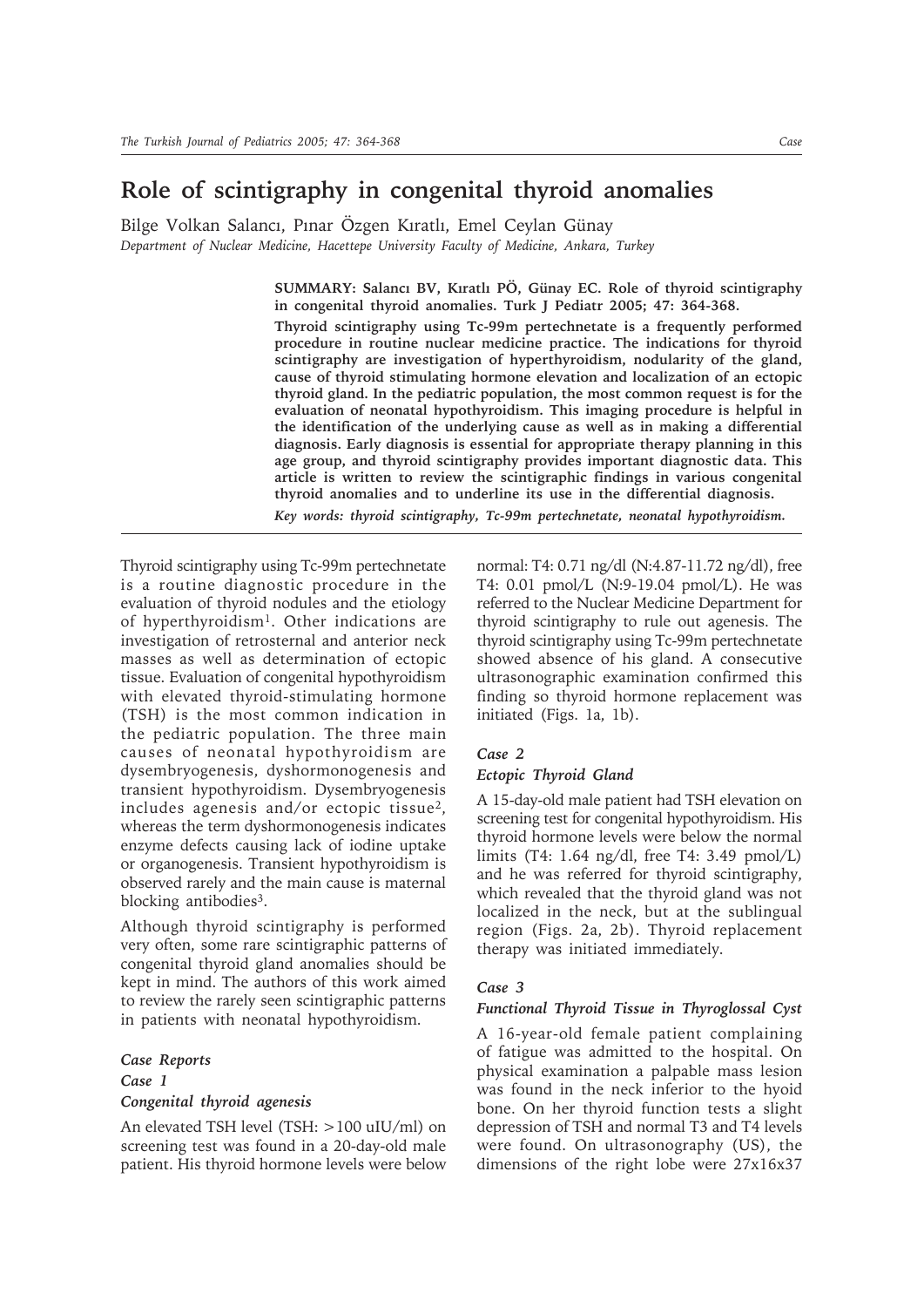# Role of scintigraphy in congenital thyroid anomalies

Bilge Volkan Salancı, Pınar Özgen Kıratlı, Emel Ceylan Günay

*Department of Nuclear Medicine, Hacettepe University Faculty of Medicine, Ankara, Turkey*

**SUMMARY: Salancı BV, Kıratlı PÖ, Günay EC. Role of thyroid scintigraphy in congenital thyroid anomalies. Turk J Pediatr 2005; 47: 364-368.**

**Thyroid scintigraphy using Tc-99m pertechnetate is a frequently performed procedure in routine nuclear medicine practice. The indications for thyroid scintigraphy are investigation of hyperthyroidism, nodularity of the gland, cause of thyroid stimulating hormone elevation and localization of an ectopic thyroid gland. In the pediatric population, the most common request is for the evaluation of neonatal hypothyroidism. This imaging procedure is helpful in the identification of the underlying cause as well as in making a differential diagnosis. Early diagnosis is essential for appropriate therapy planning in this age group, and thyroid scintigraphy provides important diagnostic data. This article is written to review the scintigraphic findings in various congenital thyroid anomalies and to underline its use in the differential diagnosis.**

***Key words: thyroid scintigraphy, Tc-99m pertechnetate, neonatal hypothyroidism.***

Thyroid scintigraphy using Tc-99m pertechnetate is a routine diagnostic procedure in the evaluation of thyroid nodules and the etiology of hyperthyroidism[1]. Other indications are investigation of retrosternal and anterior neck masses as well as determination of ectopic tissue. Evaluation of congenital hypothyroidism with elevated thyroid-stimulating hormone (TSH) is the most common indication in the pediatric population. The three main causes of neonatal hypothyroidism are dysembryogenesis, dyshormonogenesis and transient hypothyroidism. Dysembryogenesis includes agenesis and/or ectopic tissue[2], whereas the term dyshormonogenesis indicates enzyme defects causing lack of iodine uptake or organogenesis. Transient hypothyroidism is observed rarely and the main cause is maternal blocking antibodies[3].

Although thyroid scintigraphy is performed very often, some rare scintigraphic patterns of congenital thyroid gland anomalies should be kept in mind. The authors of this work aimed to review the rarely seen scintigraphic patterns in patients with neonatal hypothyroidism.

## *Case Reports*

### *Case 1*

### *Congenital thyroid agenesis*

An elevated TSH level (TSH: >100 uIU/ml) on screening test was found in a 20-day-old male patient. His thyroid hormone levels were below normal: T4: 0.71 ng/dl (N:4.87-11.72 ng/dl), free T4: 0.01 pmol/L (N:9-19.04 pmol/L). He was referred to the Nuclear Medicine Department for thyroid scintigraphy to rule out agenesis. The thyroid scintigraphy using Tc-99m pertechnetate showed absence of his gland. A consecutive ultrasonographic examination confirmed this finding so thyroid hormone replacement was initiated (Figs. 1a, 1b).

### *Case 2*

### *Ectopic Thyroid Gland*

A 15-day-old male patient had TSH elevation on screening test for congenital hypothyroidism. His thyroid hormone levels were below the normal limits (T4: 1.64 ng/dl, free T4: 3.49 pmol/L) and he was referred for thyroid scintigraphy, which revealed that the thyroid gland was not localized in the neck, but at the sublingual region (Figs. 2a, 2b). Thyroid replacement therapy was initiated immediately.

### *Case 3*

### *Functional Thyroid Tissue in Thyroglossal Cyst*

A 16-year-old female patient complaining of fatigue was admitted to the hospital. On physical examination a palpable mass lesion was found in the neck inferior to the hyoid bone. On her thyroid function tests a slight depression of TSH and normal T3 and T4 levels were found. On ultrasonography (US), the dimensions of the right lobe were 27x16x37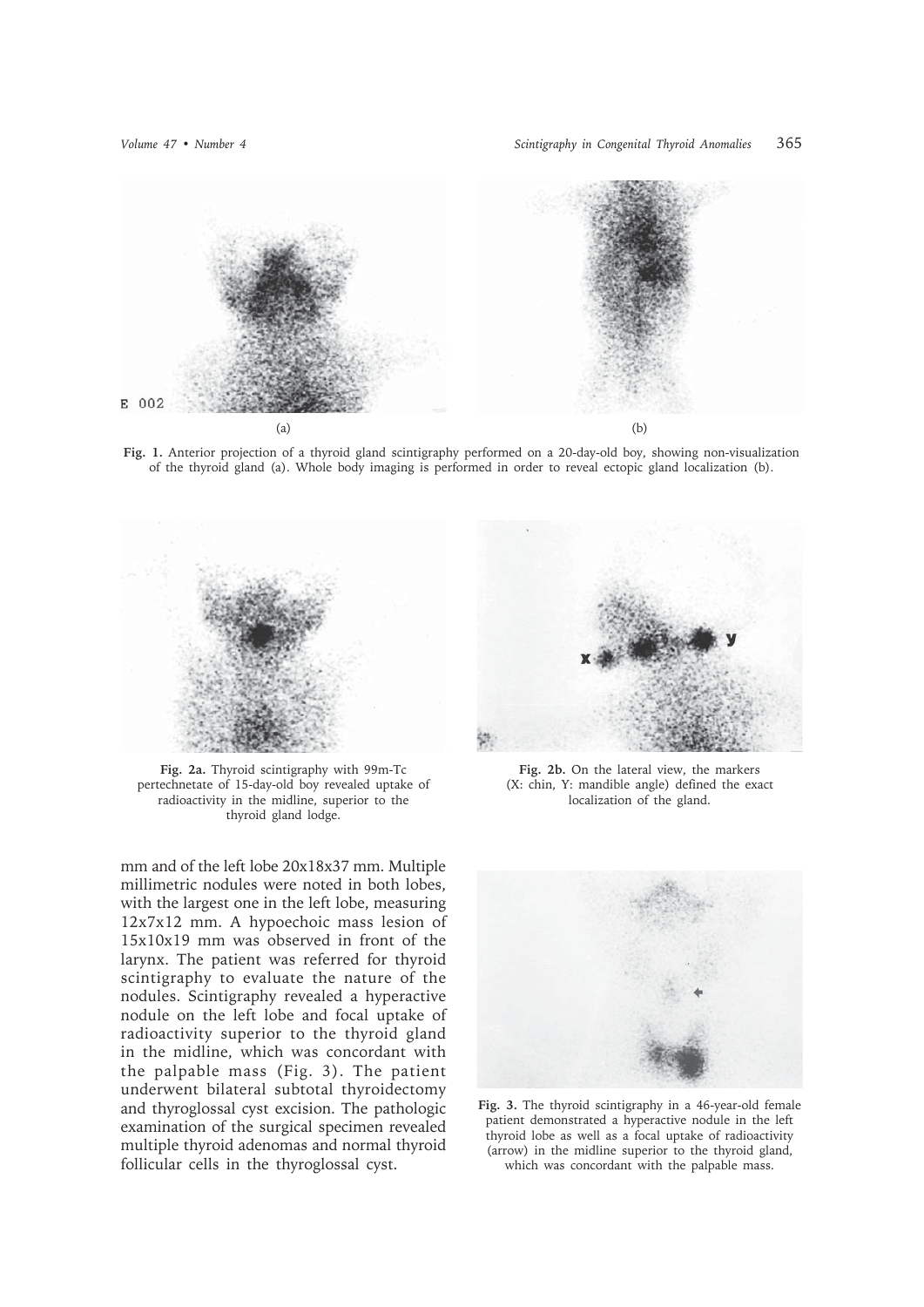Fig. 1. Anterior projection of a thyroid gland scintigraphy performed on a 20-day-old boy, showing non-visualization of the thyroid gland (a). Whole body imaging is performed in order to reveal ectopic gland localization (b).

Fig. 2a. Thyroid scintigraphy with 99m-Tc pertechnetate of 15-day-old boy revealed uptake of radioactivity in the midline, superior to the thyroid gland lodge.

Fig. 2b. On the lateral view, the markers (X: chin, Y: mandible angle) defined the exact localization of the gland.

mm and of the left lobe 20x18x37 mm. Multiple millimetric nodules were noted in both lobes, with the largest one in the left lobe, measuring 12x7x12 mm. A hypoechoic mass lesion of 15x10x19 mm was observed in front of the larynx. The patient was referred for thyroid scintigraphy to evaluate the nature of the nodules. Scintigraphy revealed a hyperactive nodule on the left lobe and focal uptake of radioactivity superior to the thyroid gland in the midline, which was concordant with the palpable mass (Fig. 3). The patient underwent bilateral subtotal thyroidectomy and thyroglossal cyst excision. The pathologic examination of the surgical specimen revealed multiple thyroid adenomas and normal thyroid follicular cells in the thyroglossal cyst.

Fig. 3. The thyroid scintigraphy in a 46-year-old female patient demonstrated a hyperactive nodule in the left thyroid lobe as well as a focal uptake of radioactivity (arrow) in the midline superior to the thyroid gland, which was concordant with the palpable mass.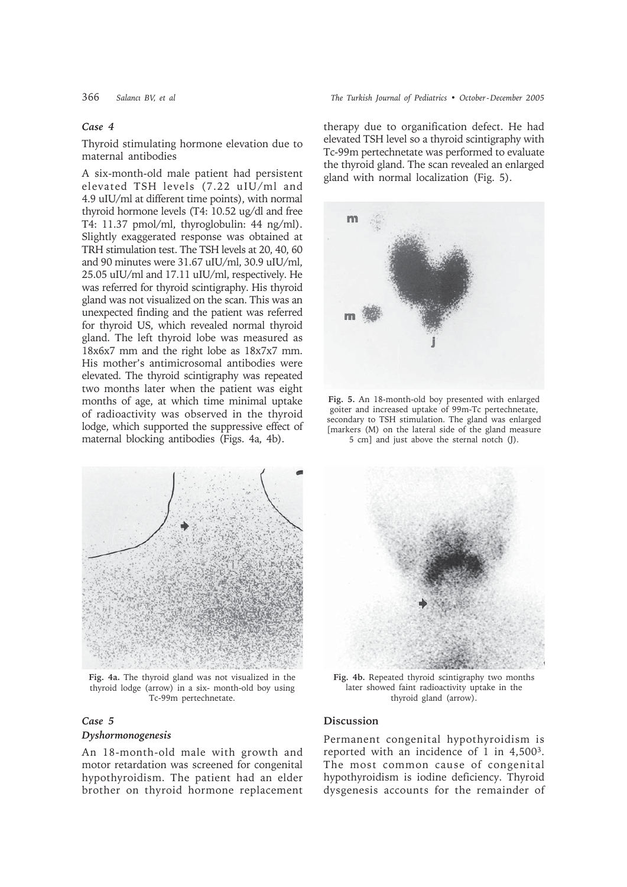### Case 4

Thyroid stimulating hormone elevation due to maternal antibodies

A six-month-old male patient had persistent elevated TSH levels (7.22 uIU/ml and 4.9 uIU/ml at different time points), with normal thyroid hormone levels (T4: 10.52 ug/dl and free T4: 11.37 pmol/ml, thyroglobulin: 44 ng/ml). Slightly exaggerated response was obtained at TRH stimulation test. The TSH levels at 20, 40, 60 and 90 minutes were 31.67 uIU/ml, 30.9 uIU/ml, 25.05 uIU/ml and 17.11 uIU/ml, respectively. He was referred for thyroid scintigraphy. His thyroid gland was not visualized on the scan. This was an unexpected finding and the patient was referred for thyroid US, which revealed normal thyroid gland. The left thyroid lobe was measured as 18x6x7 mm and the right lobe as 18x7x7 mm. His mother's antimicrosomal antibodies were elevated. The thyroid scintigraphy was repeated two months later when the patient was eight months of age, at which time minimal uptake of radioactivity was observed in the thyroid lodge, which supported the suppressive effect of maternal blocking antibodies (Figs. 4a, 4b).

**Fig. 4a.** The thyroid gland was not visualized in the thyroid lodge (arrow) in a six- month-old boy using Tc-99m pertechnetate.

**Fig. 4b.** Repeated thyroid scintigraphy two months later showed faint radioactivity uptake in the thyroid gland (arrow).

### Case 5

#### *Dyshormonogenesis*

An 18-month-old male with growth and motor retardation was screened for congenital hypothyroidism. The patient had an elder brother on thyroid hormone replacement therapy due to organification defect. He had elevated TSH level so a thyroid scintigraphy with Tc-99m pertechnetate was performed to evaluate the thyroid gland. The scan revealed an enlarged gland with normal localization (Fig. 5).

**Fig. 5.** An 18-month-old boy presented with enlarged goiter and increased uptake of 99m-Tc pertechnetate, secondary to TSH stimulation. The gland was enlarged [markers (M) on the lateral side of the gland measure 5 cm] and just above the sternal notch (J).

## Discussion

Permanent congenital hypothyroidism is reported with an incidence of 1 in 4,500[3]. The most common cause of congenital hypothyroidism is iodine deficiency. Thyroid dysgenesis accounts for the remainder of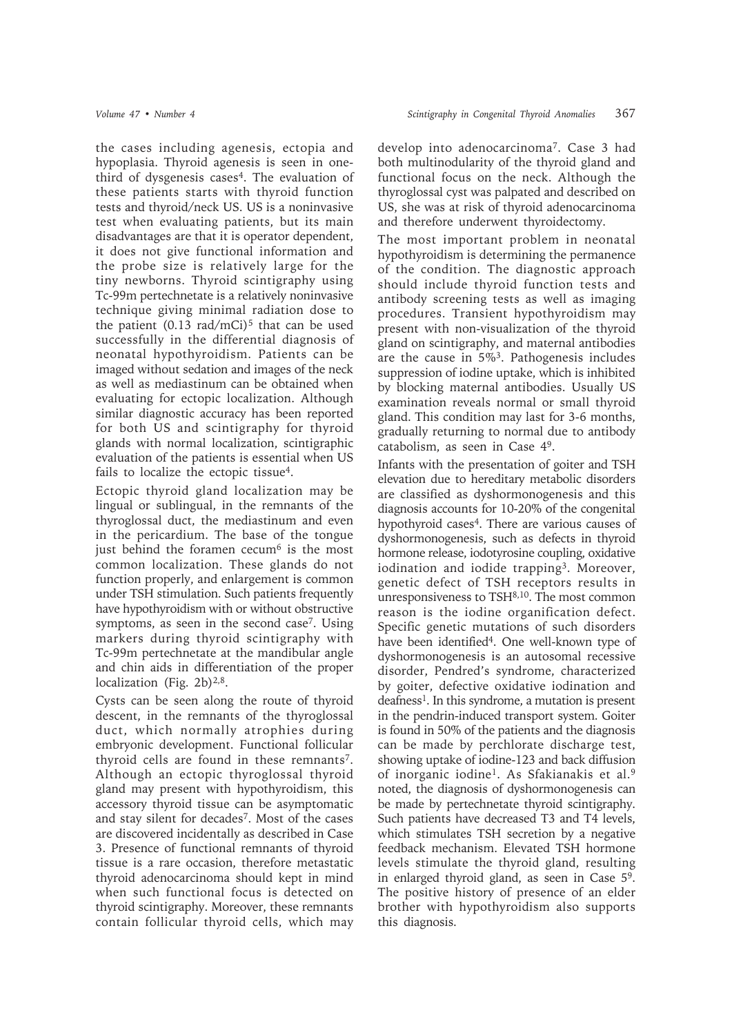the cases including agenesis, ectopia and hypoplasia. Thyroid agenesis is seen in one-third of dysgenesis cases[4]. The evaluation of these patients starts with thyroid function tests and thyroid/neck US. US is a noninvasive test when evaluating patients, but its main disadvantages are that it is operator dependent, it does not give functional information and the probe size is relatively large for the tiny newborns. Thyroid scintigraphy using Tc-99m pertechnetate is a relatively noninvasive technique giving minimal radiation dose to the patient (0.13 rad/mCi)[5] that can be used successfully in the differential diagnosis of neonatal hypothyroidism. Patients can be imaged without sedation and images of the neck as well as mediastinum can be obtained when evaluating for ectopic localization. Although similar diagnostic accuracy has been reported for both US and scintigraphy for thyroid glands with normal localization, scintigraphic evaluation of the patients is essential when US fails to localize the ectopic tissue[4].

Ectopic thyroid gland localization may be lingual or sublingual, in the remnants of the thyroglossal duct, the mediastinum and even in the pericardium. The base of the tongue just behind the foramen cecum[6] is the most common localization. These glands do not function properly, and enlargement is common under TSH stimulation. Such patients frequently have hypothyroidism with or without obstructive symptoms, as seen in the second case[7]. Using markers during thyroid scintigraphy with Tc-99m pertechnetate at the mandibular angle and chin aids in differentiation of the proper localization (Fig. 2b)[2,8].

Cysts can be seen along the route of thyroid descent, in the remnants of the thyroglossal duct, which normally atrophies during embryonic development. Functional follicular thyroid cells are found in these remnants[7]. Although an ectopic thyroglossal thyroid gland may present with hypothyroidism, this accessory thyroid tissue can be asymptomatic and stay silent for decades[7]. Most of the cases are discovered incidentally as described in Case 3. Presence of functional remnants of thyroid tissue is a rare occasion, therefore metastatic thyroid adenocarcinoma should kept in mind when such functional focus is detected on thyroid scintigraphy. Moreover, these remnants contain follicular thyroid cells, which may develop into adenocarcinoma[7]. Case 3 had both multinodularity of the thyroid gland and functional focus on the neck. Although the thyroglossal cyst was palpated and described on US, she was at risk of thyroid adenocarcinoma and therefore underwent thyroidectomy.

The most important problem in neonatal hypothyroidism is determining the permanence of the condition. The diagnostic approach should include thyroid function tests and antibody screening tests as well as imaging procedures. Transient hypothyroidism may present with non-visualization of the thyroid gland on scintigraphy, and maternal antibodies are the cause in 5%[3]. Pathogenesis includes suppression of iodine uptake, which is inhibited by blocking maternal antibodies. Usually US examination reveals normal or small thyroid gland. This condition may last for 3-6 months, gradually returning to normal due to antibody catabolism, as seen in Case 4[9].

Infants with the presentation of goiter and TSH elevation due to hereditary metabolic disorders are classified as dyshormonogenesis and this diagnosis accounts for 10-20% of the congenital hypothyroid cases[4]. There are various causes of dyshormonogenesis, such as defects in thyroid hormone release, iodotyrosine coupling, oxidative iodination and iodide trapping[3]. Moreover, genetic defect of TSH receptors results in unresponsiveness to TSH[8,10]. The most common reason is the iodine organification defect. Specific genetic mutations of such disorders have been identified[4]. One well-known type of dyshormonogenesis is an autosomal recessive disorder, Pendred's syndrome, characterized by goiter, defective oxidative iodination and deafness[1]. In this syndrome, a mutation is present in the pendrin-induced transport system. Goiter is found in 50% of the patients and the diagnosis can be made by perchlorate discharge test, showing uptake of iodine-123 and back diffusion of inorganic iodine[1]. As Sfakianakis et al.[9] noted, the diagnosis of dyshormonogenesis can be made by pertechnetate thyroid scintigraphy. Such patients have decreased T3 and T4 levels, which stimulates TSH secretion by a negative feedback mechanism. Elevated TSH hormone levels stimulate the thyroid gland, resulting in enlarged thyroid gland, as seen in Case 5[9]. The positive history of presence of an elder brother with hypothyroidism also supports this diagnosis.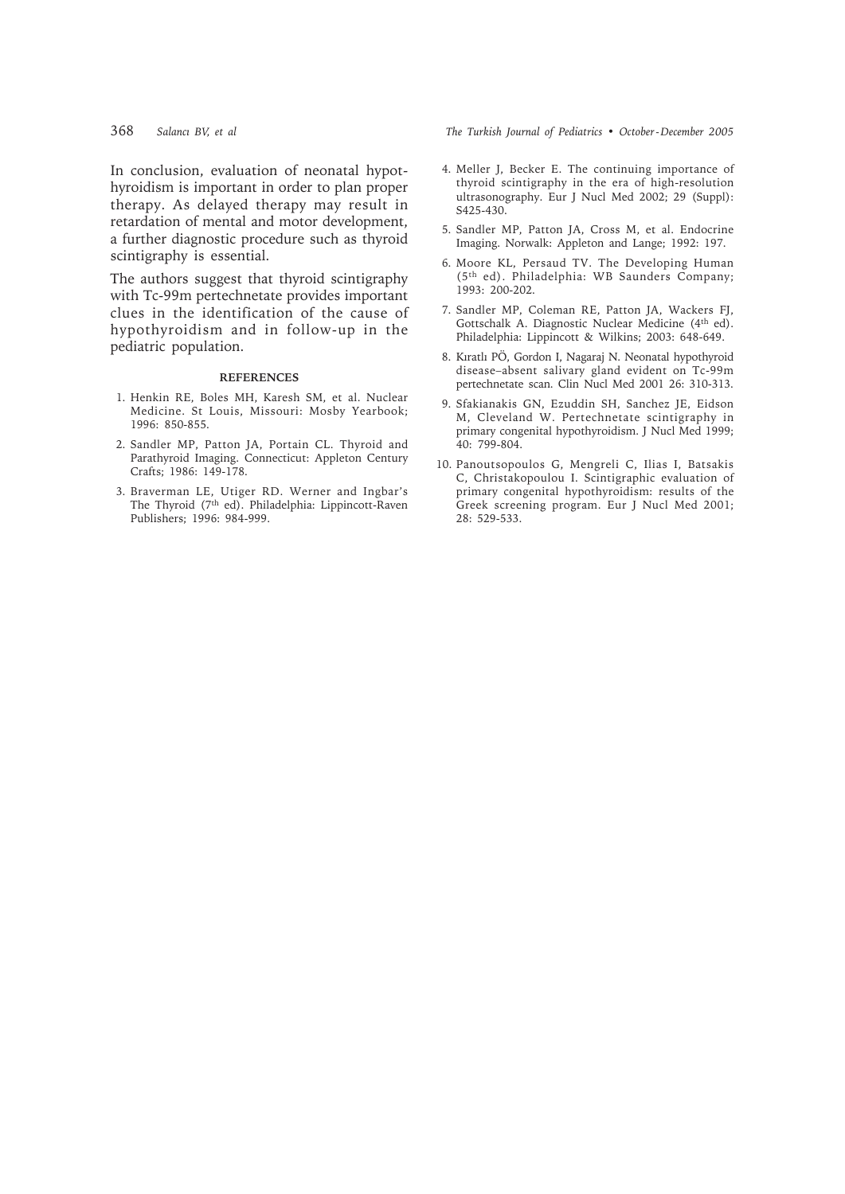In conclusion, evaluation of neonatal hypothyroidism is important in order to plan proper therapy. As delayed therapy may result in retardation of mental and motor development, a further diagnostic procedure such as thyroid scintigraphy is essential.

The authors suggest that thyroid scintigraphy with Tc-99m pertechnetate provides important clues in the identification of the cause of hypothyroidism and in follow-up in the pediatric population.

## REFERENCES

1. Henkin RE, Boles MH, Karesh SM, et al. Nuclear Medicine. St Louis, Missouri: Mosby Yearbook; 1996: 850-855.
2. Sandler MP, Patton JA, Portain CL. Thyroid and Parathyroid Imaging. Connecticut: Appleton Century Crafts; 1986: 149-178.
3. Braverman LE, Utiger RD. Werner and Ingbar's The Thyroid (7th ed). Philadelphia: Lippincott-Raven Publishers; 1996: 984-999.
4. Meller J, Becker E. The continuing importance of thyroid scintigraphy in the era of high-resolution ultrasonography. Eur J Nucl Med 2002; 29 (Suppl): S425-430.
5. Sandler MP, Patton JA, Cross M, et al. Endocrine Imaging. Norwalk: Appleton and Lange; 1992: 197.
6. Moore KL, Persaud TV. The Developing Human (5th ed). Philadelphia: WB Saunders Company; 1993: 200-202.
7. Sandler MP, Coleman RE, Patton JA, Wackers FJ, Gottschalk A. Diagnostic Nuclear Medicine (4th ed). Philadelphia: Lippincott & Wilkins; 2003: 648-649.
8. Kıratlı PÖ, Gordon I, Nagaraj N. Neonatal hypothyroid disease–absent salivary gland evident on Tc-99m pertechnetate scan. Clin Nucl Med 2001 26: 310-313.
9. Sfakianakis GN, Ezuddin SH, Sanchez JE, Eidson M, Cleveland W. Pertechnetate scintigraphy in primary congenital hypothyroidism. J Nucl Med 1999; 40: 799-804.
10. Panoutsopoulos G, Mengreli C, Ilias I, Batsakis C, Christakopoulou I. Scintigraphic evaluation of primary congenital hypothyroidism: results of the Greek screening program. Eur J Nucl Med 2001; 28: 529-533.